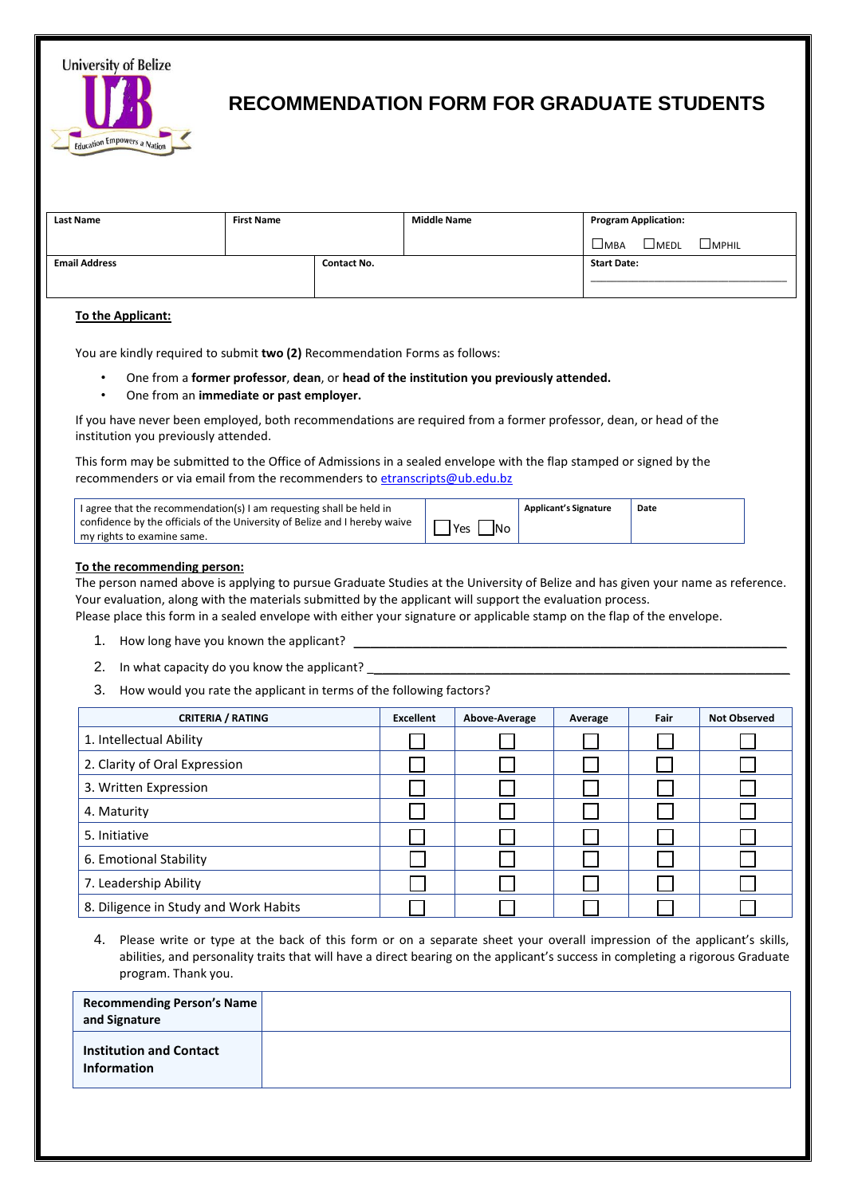University of Belize

Education Empowers a Nation

# RECOMMENDATION FORM FOR GRADUATE STUDENTS

| Last Name | First Name | Middle Name | Program Application: ☐MBA ☐MEDL ☐MPHIL |
|---|---|---|---|
| **Email Address** | **Contact No.** | | **Start Date:** ____________ |

**To the Applicant:**

You are kindly required to submit **two (2)** Recommendation Forms as follows:

- One from a **former professor**, **dean**, or **head of the institution you previously attended.**
- One from an **immediate or past employer.**

If you have never been employed, both recommendations are required from a former professor, dean, or head of the institution you previously attended.

This form may be submitted to the Office of Admissions in a sealed envelope with the flap stamped or signed by the recommenders or via email from the recommenders to etranscripts@ub.edu.bz

| | | | |
|---|---|---|---|
| I agree that the recommendation(s) I am requesting shall be held in confidence by the officials of the University of Belize and I hereby waive my rights to examine same. | ☐Yes ☐No | **Applicant's Signature** | **Date** |

**To the recommending person:**

The person named above is applying to pursue Graduate Studies at the University of Belize and has given your name as reference. Your evaluation, along with the materials submitted by the applicant will support the evaluation process.
Please place this form in a sealed envelope with either your signature or applicable stamp on the flap of the envelope.

1. How long have you known the applicant? ____________________________________________
2. In what capacity do you know the applicant? ____________________________________________
3. How would you rate the applicant in terms of the following factors?

| CRITERIA / RATING | Excellent | Above-Average | Average | Fair | Not Observed |
|---|---|---|---|---|---|
| 1. Intellectual Ability | ☐ | ☐ | ☐ | ☐ | ☐ |
| 2. Clarity of Oral Expression | ☐ | ☐ | ☐ | ☐ | ☐ |
| 3. Written Expression | ☐ | ☐ | ☐ | ☐ | ☐ |
| 4. Maturity | ☐ | ☐ | ☐ | ☐ | ☐ |
| 5. Initiative | ☐ | ☐ | ☐ | ☐ | ☐ |
| 6. Emotional Stability | ☐ | ☐ | ☐ | ☐ | ☐ |
| 7. Leadership Ability | ☐ | ☐ | ☐ | ☐ | ☐ |
| 8. Diligence in Study and Work Habits | ☐ | ☐ | ☐ | ☐ | ☐ |

4. Please write or type at the back of this form or on a separate sheet your overall impression of the applicant's skills, abilities, and personality traits that will have a direct bearing on the applicant's success in completing a rigorous Graduate program. Thank you.

| | |
|---|---|
| **Recommending Person's Name and Signature** | |
| **Institution and Contact Information** | |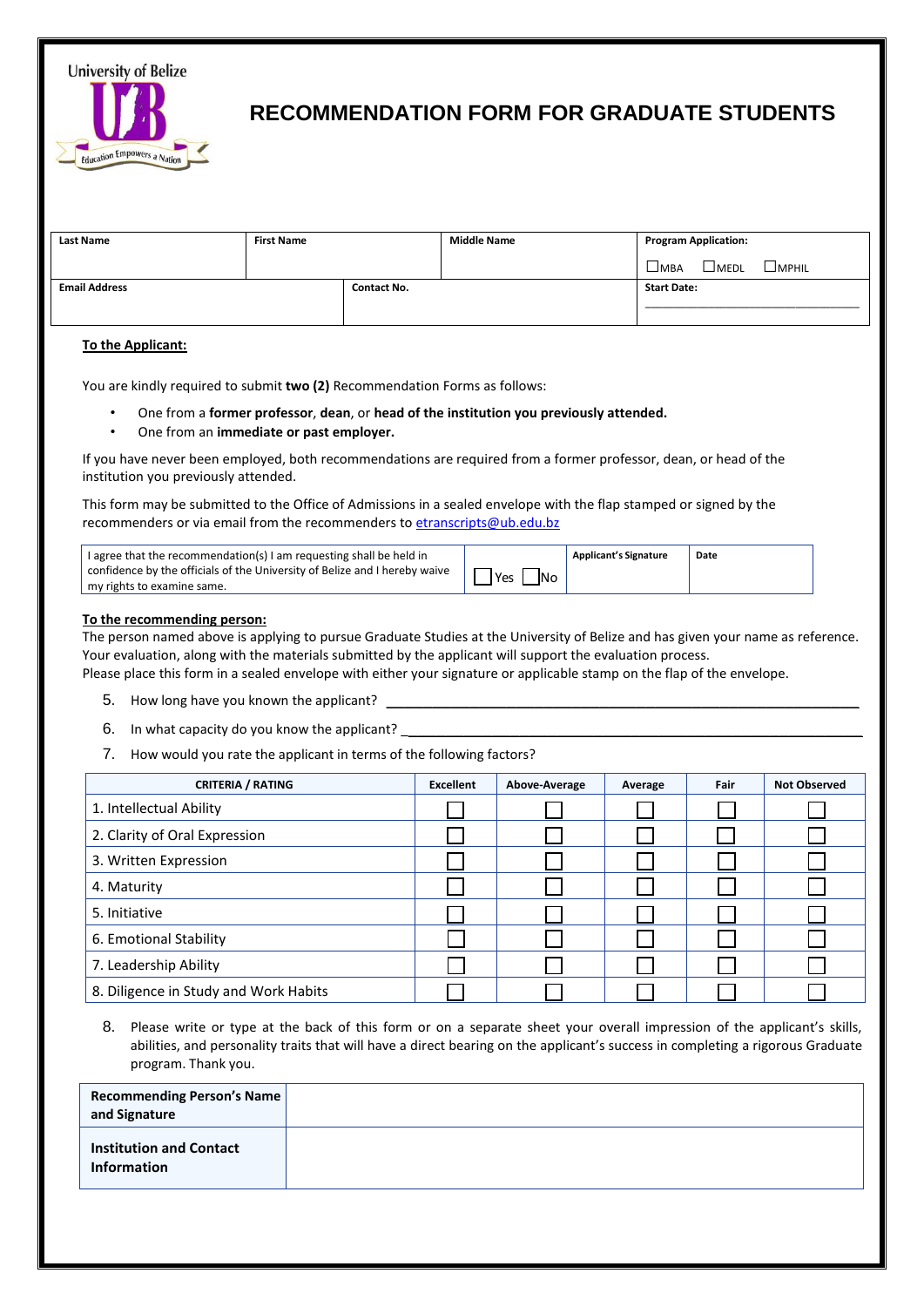University of Belize

Education Empowers a Nation

# RECOMMENDATION FORM FOR GRADUATE STUDENTS

| Last Name | First Name | | Middle Name | Program Application: ☐MBA ☐MEDL ☐MPHIL |
|---|---|---|---|---|
| **Email Address** | | **Contact No.** | | **Start Date:** ________________ |

**To the Applicant:**

You are kindly required to submit **two (2)** Recommendation Forms as follows:

- One from a **former professor**, **dean**, or **head of the institution you previously attended.**
- One from an **immediate or past employer.**

If you have never been employed, both recommendations are required from a former professor, dean, or head of the institution you previously attended.

This form may be submitted to the Office of Admissions in a sealed envelope with the flap stamped or signed by the recommenders or via email from the recommenders to etranscripts@ub.edu.bz

| I agree that the recommendation(s) I am requesting shall be held in confidence by the officials of the University of Belize and I hereby waive my rights to examine same. | ☐Yes ☐No | Applicant's Signature | Date |
|---|---|---|---|

**To the recommending person:**

The person named above is applying to pursue Graduate Studies at the University of Belize and has given your name as reference. Your evaluation, along with the materials submitted by the applicant will support the evaluation process.
Please place this form in a sealed envelope with either your signature or applicable stamp on the flap of the envelope.

5. How long have you known the applicant? ____________________________________________

6. In what capacity do you know the applicant? ________________________________________

7. How would you rate the applicant in terms of the following factors?

| CRITERIA / RATING | Excellent | Above-Average | Average | Fair | Not Observed |
|---|---|---|---|---|---|
| 1. Intellectual Ability | ☐ | ☐ | ☐ | ☐ | ☐ |
| 2. Clarity of Oral Expression | ☐ | ☐ | ☐ | ☐ | ☐ |
| 3. Written Expression | ☐ | ☐ | ☐ | ☐ | ☐ |
| 4. Maturity | ☐ | ☐ | ☐ | ☐ | ☐ |
| 5. Initiative | ☐ | ☐ | ☐ | ☐ | ☐ |
| 6. Emotional Stability | ☐ | ☐ | ☐ | ☐ | ☐ |
| 7. Leadership Ability | ☐ | ☐ | ☐ | ☐ | ☐ |
| 8. Diligence in Study and Work Habits | ☐ | ☐ | ☐ | ☐ | ☐ |

8. Please write or type at the back of this form or on a separate sheet your overall impression of the applicant's skills, abilities, and personality traits that will have a direct bearing on the applicant's success in completing a rigorous Graduate program. Thank you.

| | |
|---|---|
| **Recommending Person's Name and Signature** | |
| **Institution and Contact Information** | |